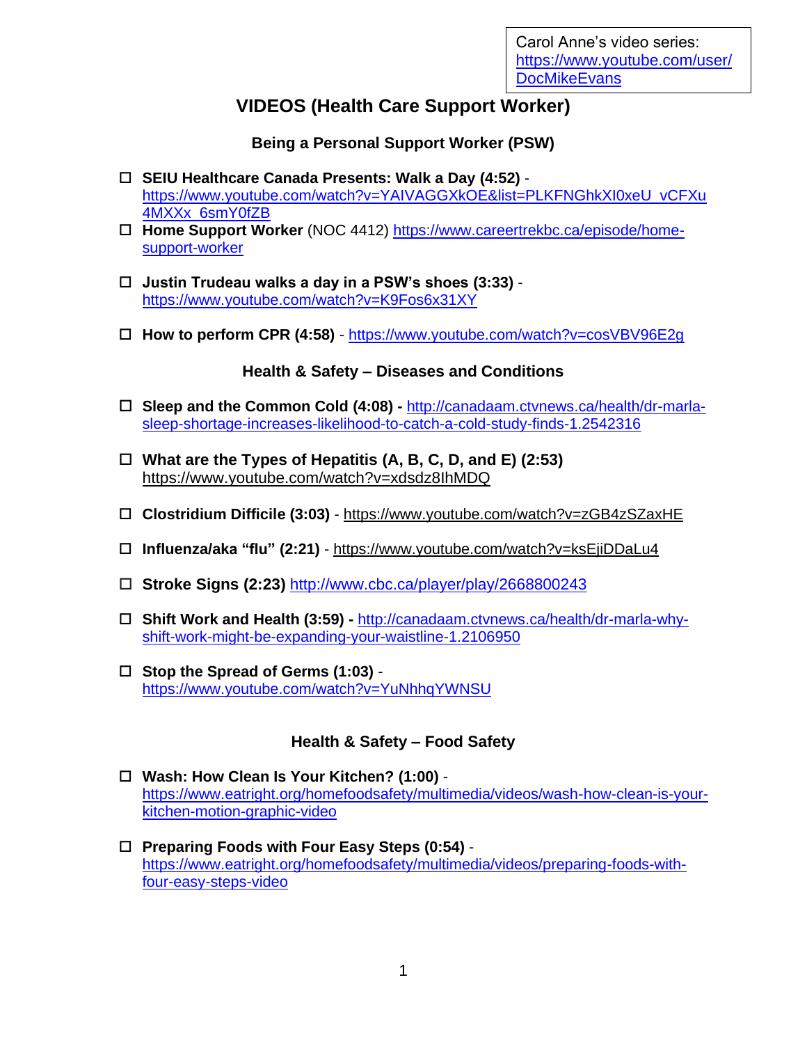Carol Anne's video series: https://www.youtube.com/user/DocMikeEvans

# VIDEOS (Health Care Support Worker)

## Being a Personal Support Worker (PSW)

- ☐ **SEIU Healthcare Canada Presents: Walk a Day (4:52)** - https://www.youtube.com/watch?v=YAIVAGGXkOE&list=PLKFNGhkXI0xeU_vCFXu4MXXx_6smY0fZB
- ☐ **Home Support Worker** (NOC 4412) https://www.careertrekbc.ca/episode/home-support-worker
- ☐ **Justin Trudeau walks a day in a PSW's shoes (3:33)** - https://www.youtube.com/watch?v=K9Fos6x31XY
- ☐ **How to perform CPR (4:58)** - https://www.youtube.com/watch?v=cosVBV96E2g

## Health & Safety – Diseases and Conditions

- ☐ **Sleep and the Common Cold (4:08) -** http://canadaam.ctvnews.ca/health/dr-marla-sleep-shortage-increases-likelihood-to-catch-a-cold-study-finds-1.2542316
- ☐ **What are the Types of Hepatitis (A, B, C, D, and E) (2:53)** https://www.youtube.com/watch?v=xdsdz8IhMDQ
- ☐ **Clostridium Difficile (3:03)** - https://www.youtube.com/watch?v=zGB4zSZaxHE
- ☐ **Influenza/aka "flu" (2:21)** - https://www.youtube.com/watch?v=ksEjiDDaLu4
- ☐ **Stroke Signs (2:23)** http://www.cbc.ca/player/play/2668800243
- ☐ **Shift Work and Health (3:59) -** http://canadaam.ctvnews.ca/health/dr-marla-why-shift-work-might-be-expanding-your-waistline-1.2106950
- ☐ **Stop the Spread of Germs (1:03)** - https://www.youtube.com/watch?v=YuNhhqYWNSU

## Health & Safety – Food Safety

- ☐ **Wash: How Clean Is Your Kitchen? (1:00)** - https://www.eatright.org/homefoodsafety/multimedia/videos/wash-how-clean-is-your-kitchen-motion-graphic-video
- ☐ **Preparing Foods with Four Easy Steps (0:54)** - https://www.eatright.org/homefoodsafety/multimedia/videos/preparing-foods-with-four-easy-steps-video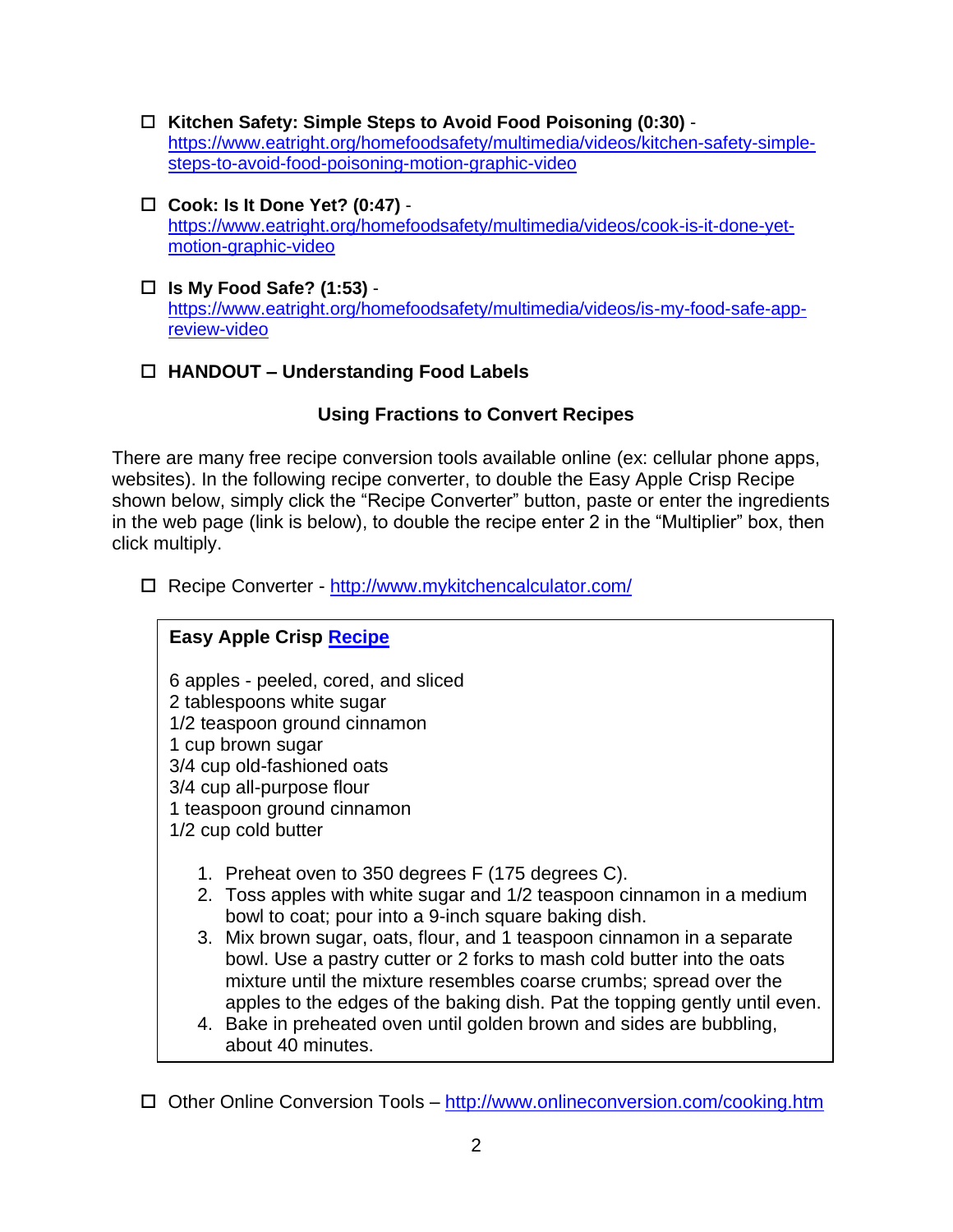- ☐ **Kitchen Safety: Simple Steps to Avoid Food Poisoning (0:30)** - https://www.eatright.org/homefoodsafety/multimedia/videos/kitchen-safety-simple-steps-to-avoid-food-poisoning-motion-graphic-video

- ☐ **Cook: Is It Done Yet? (0:47)** - https://www.eatright.org/homefoodsafety/multimedia/videos/cook-is-it-done-yet-motion-graphic-video

- ☐ **Is My Food Safe? (1:53)** - https://www.eatright.org/homefoodsafety/multimedia/videos/is-my-food-safe-app-review-video

- ☐ **HANDOUT – Understanding Food Labels**

## Using Fractions to Convert Recipes

There are many free recipe conversion tools available online (ex: cellular phone apps, websites). In the following recipe converter, to double the Easy Apple Crisp Recipe shown below, simply click the "Recipe Converter" button, paste or enter the ingredients in the web page (link is below), to double the recipe enter 2 in the "Multiplier" box, then click multiply.

- ☐ Recipe Converter - http://www.mykitchencalculator.com/

**Easy Apple Crisp Recipe**

6 apples - peeled, cored, and sliced
2 tablespoons white sugar
1/2 teaspoon ground cinnamon
1 cup brown sugar
3/4 cup old-fashioned oats
3/4 cup all-purpose flour
1 teaspoon ground cinnamon
1/2 cup cold butter

1. Preheat oven to 350 degrees F (175 degrees C).
2. Toss apples with white sugar and 1/2 teaspoon cinnamon in a medium bowl to coat; pour into a 9-inch square baking dish.
3. Mix brown sugar, oats, flour, and 1 teaspoon cinnamon in a separate bowl. Use a pastry cutter or 2 forks to mash cold butter into the oats mixture until the mixture resembles coarse crumbs; spread over the apples to the edges of the baking dish. Pat the topping gently until even.
4. Bake in preheated oven until golden brown and sides are bubbling, about 40 minutes.

- ☐ Other Online Conversion Tools – http://www.onlineconversion.com/cooking.htm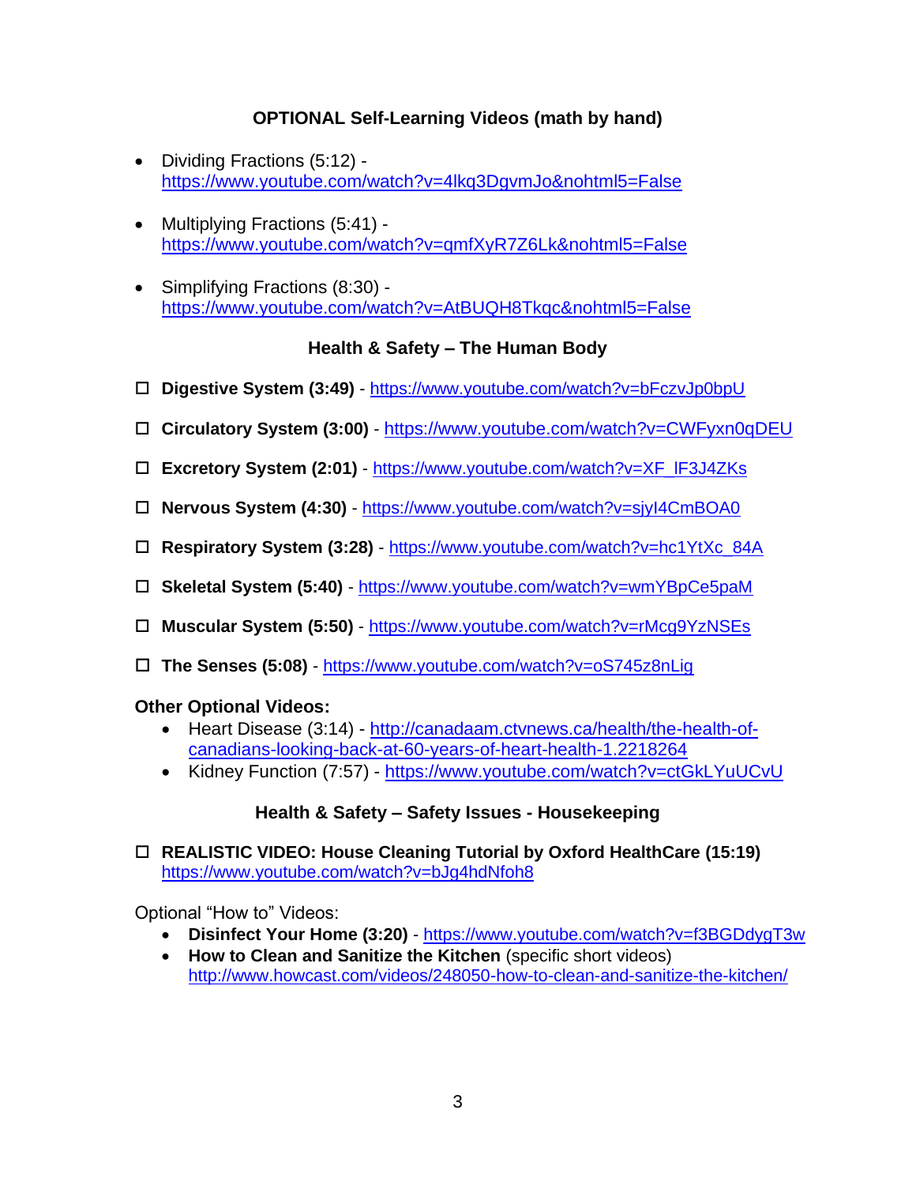### OPTIONAL Self-Learning Videos (math by hand)

- Dividing Fractions (5:12) - https://www.youtube.com/watch?v=4lkq3DgvmJo&nohtml5=False
- Multiplying Fractions (5:41) - https://www.youtube.com/watch?v=qmfXyR7Z6Lk&nohtml5=False
- Simplifying Fractions (8:30) - https://www.youtube.com/watch?v=AtBUQH8Tkqc&nohtml5=False

### Health & Safety – The Human Body

- ☐ **Digestive System (3:49)** - https://www.youtube.com/watch?v=bFczvJp0bpU
- ☐ **Circulatory System (3:00)** - https://www.youtube.com/watch?v=CWFyxn0qDEU
- ☐ **Excretory System (2:01)** - https://www.youtube.com/watch?v=XF_lF3J4ZKs
- ☐ **Nervous System (4:30)** - https://www.youtube.com/watch?v=sjyI4CmBOA0
- ☐ **Respiratory System (3:28)** - https://www.youtube.com/watch?v=hc1YtXc_84A
- ☐ **Skeletal System (5:40)** - https://www.youtube.com/watch?v=wmYBpCe5paM
- ☐ **Muscular System (5:50)** - https://www.youtube.com/watch?v=rMcg9YzNSEs
- ☐ **The Senses (5:08)** - https://www.youtube.com/watch?v=oS745z8nLig

**Other Optional Videos:**

- Heart Disease (3:14) - http://canadaam.ctvnews.ca/health/the-health-of-canadians-looking-back-at-60-years-of-heart-health-1.2218264
- Kidney Function (7:57) - https://www.youtube.com/watch?v=ctGkLYuUCvU

### Health & Safety – Safety Issues - Housekeeping

- ☐ **REALISTIC VIDEO: House Cleaning Tutorial by Oxford HealthCare (15:19)** https://www.youtube.com/watch?v=bJg4hdNfoh8

Optional "How to" Videos:

- **Disinfect Your Home (3:20)** - https://www.youtube.com/watch?v=f3BGDdygT3w
- **How to Clean and Sanitize the Kitchen** (specific short videos) http://www.howcast.com/videos/248050-how-to-clean-and-sanitize-the-kitchen/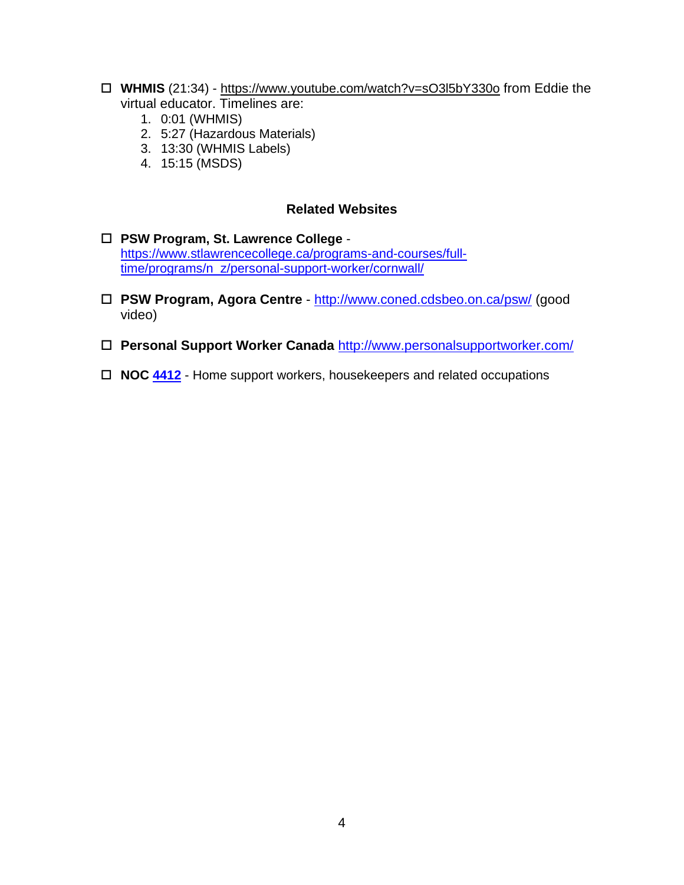- ☐ **WHMIS** (21:34) - https://www.youtube.com/watch?v=sO3l5bY330o from Eddie the virtual educator. Timelines are:
  1. 0:01 (WHMIS)
  2. 5:27 (Hazardous Materials)
  3. 13:30 (WHMIS Labels)
  4. 15:15 (MSDS)

### Related Websites

- ☐ **PSW Program, St. Lawrence College** - https://www.stlawrencecollege.ca/programs-and-courses/full-time/programs/n_z/personal-support-worker/cornwall/

- ☐ **PSW Program, Agora Centre** - http://www.coned.cdsbeo.on.ca/psw/ (good video)

- ☐ **Personal Support Worker Canada** http://www.personalsupportworker.com/

- ☐ **NOC 4412** - Home support workers, housekeepers and related occupations